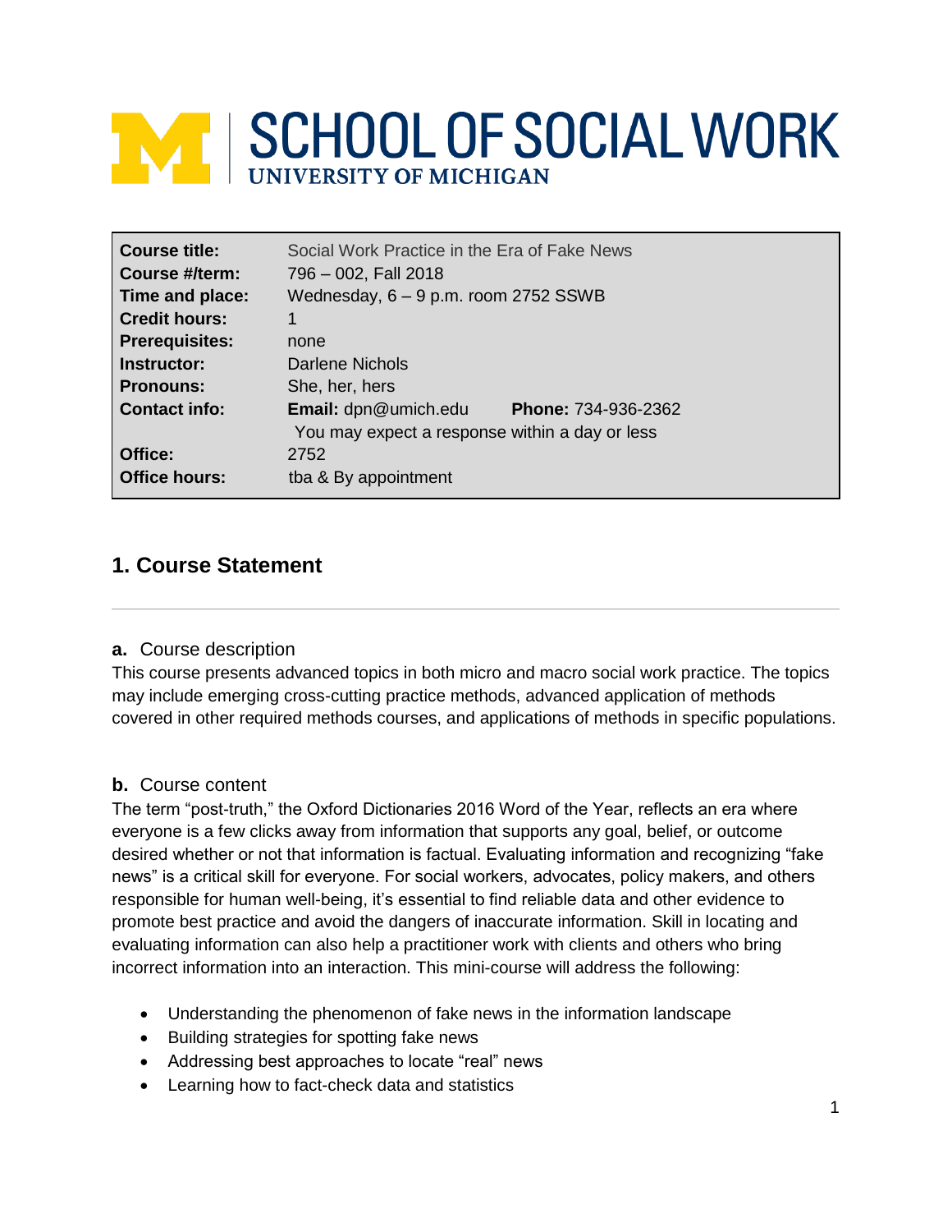# SCHOOL OF SOCIAL WORK
UNIVERSITY OF MICHIGAN

| | |
|---|---|
| **Course title:** | Social Work Practice in the Era of Fake News |
| **Course #/term:** | 796 – 002, Fall 2018 |
| **Time and place:** | Wednesday, 6 – 9 p.m. room 2752 SSWB |
| **Credit hours:** | 1 |
| **Prerequisites:** | none |
| **Instructor:** | Darlene Nichols |
| **Pronouns:** | She, her, hers |
| **Contact info:** | **Email:** dpn@umich.edu **Phone:** 734-936-2362<br>You may expect a response within a day or less |
| **Office:** | 2752 |
| **Office hours:** | tba & By appointment |

## 1. Course Statement

### a. Course description

This course presents advanced topics in both micro and macro social work practice. The topics may include emerging cross-cutting practice methods, advanced application of methods covered in other required methods courses, and applications of methods in specific populations.

### b. Course content

The term "post-truth," the Oxford Dictionaries 2016 Word of the Year, reflects an era where everyone is a few clicks away from information that supports any goal, belief, or outcome desired whether or not that information is factual. Evaluating information and recognizing "fake news" is a critical skill for everyone. For social workers, advocates, policy makers, and others responsible for human well-being, it's essential to find reliable data and other evidence to promote best practice and avoid the dangers of inaccurate information. Skill in locating and evaluating information can also help a practitioner work with clients and others who bring incorrect information into an interaction. This mini-course will address the following:

- Understanding the phenomenon of fake news in the information landscape
- Building strategies for spotting fake news
- Addressing best approaches to locate "real" news
- Learning how to fact-check data and statistics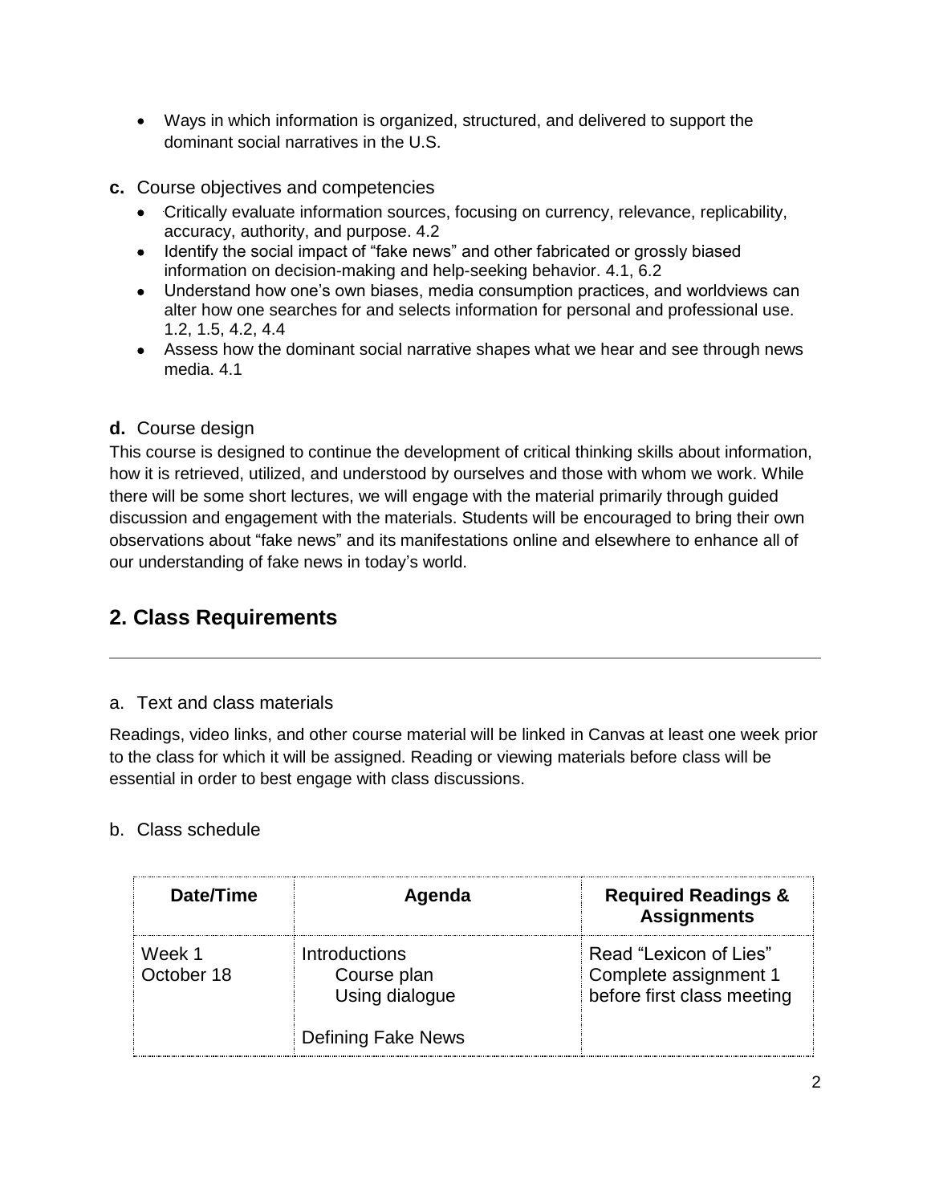- Ways in which information is organized, structured, and delivered to support the dominant social narratives in the U.S.

### c. Course objectives and competencies

- Critically evaluate information sources, focusing on currency, relevance, replicability, accuracy, authority, and purpose. 4.2
- Identify the social impact of "fake news" and other fabricated or grossly biased information on decision-making and help-seeking behavior. 4.1, 6.2
- Understand how one's own biases, media consumption practices, and worldviews can alter how one searches for and selects information for personal and professional use. 1.2, 1.5, 4.2, 4.4
- Assess how the dominant social narrative shapes what we hear and see through news media. 4.1

### d. Course design

This course is designed to continue the development of critical thinking skills about information, how it is retrieved, utilized, and understood by ourselves and those with whom we work. While there will be some short lectures, we will engage with the material primarily through guided discussion and engagement with the materials. Students will be encouraged to bring their own observations about "fake news" and its manifestations online and elsewhere to enhance all of our understanding of fake news in today's world.

## 2. Class Requirements

### a. Text and class materials

Readings, video links, and other course material will be linked in Canvas at least one week prior to the class for which it will be assigned. Reading or viewing materials before class will be essential in order to best engage with class discussions.

### b. Class schedule

| Date/Time | Agenda | Required Readings & Assignments |
|---|---|---|
| Week 1<br>October 18 | Introductions<br>Course plan<br>Using dialogue<br><br>Defining Fake News | Read "Lexicon of Lies"<br>Complete assignment 1 before first class meeting |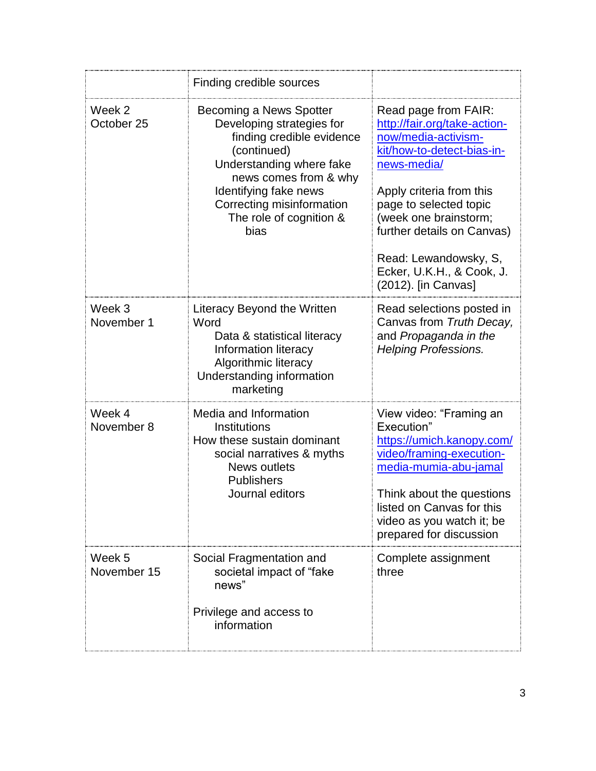| | | |
|---|---|---|
| | Finding credible sources | |
| Week 2<br>October 25 | Becoming a News Spotter<br>Developing strategies for finding credible evidence (continued)<br>Understanding where fake news comes from & why<br>Identifying fake news<br>Correcting misinformation<br>The role of cognition & bias | Read page from FAIR: [http://fair.org/take-action-now/media-activism-kit/how-to-detect-bias-in-news-media/](http://fair.org/take-action-now/media-activism-kit/how-to-detect-bias-in-news-media/)<br><br>Apply criteria from this page to selected topic (week one brainstorm; further details on Canvas)<br><br>Read: Lewandowsky, S, Ecker, U.K.H., & Cook, J. (2012). [in Canvas] |
| Week 3<br>November 1 | Literacy Beyond the Written Word<br>Data & statistical literacy<br>Information literacy<br>Algorithmic literacy<br>Understanding information marketing | Read selections posted in Canvas from *Truth Decay,* and *Propaganda in the Helping Professions.* |
| Week 4<br>November 8 | Media and Information Institutions<br>How these sustain dominant social narratives & myths<br>News outlets<br>Publishers<br>Journal editors | View video: "Framing an Execution" [https://umich.kanopy.com/video/framing-execution-media-mumia-abu-jamal](https://umich.kanopy.com/video/framing-execution-media-mumia-abu-jamal)<br><br>Think about the questions listed on Canvas for this video as you watch it; be prepared for discussion |
| Week 5<br>November 15 | Social Fragmentation and societal impact of "fake news"<br><br>Privilege and access to information | Complete assignment three |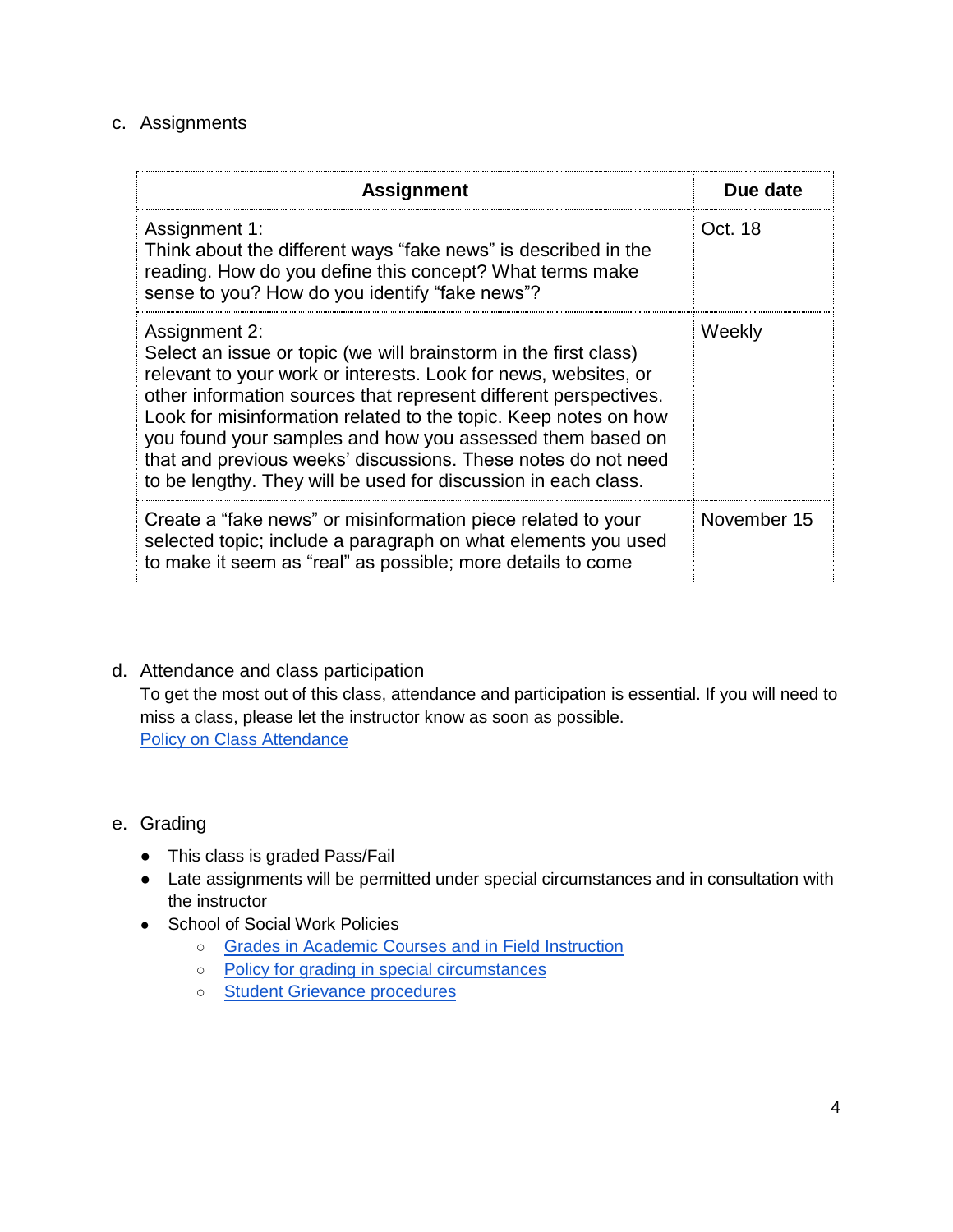c. Assignments

| Assignment | Due date |
| --- | --- |
| Assignment 1: Think about the different ways "fake news" is described in the reading. How do you define this concept? What terms make sense to you? How do you identify "fake news"? | Oct. 18 |
| Assignment 2: Select an issue or topic (we will brainstorm in the first class) relevant to your work or interests. Look for news, websites, or other information sources that represent different perspectives. Look for misinformation related to the topic. Keep notes on how you found your samples and how you assessed them based on that and previous weeks' discussions. These notes do not need to be lengthy. They will be used for discussion in each class. | Weekly |
| Create a "fake news" or misinformation piece related to your selected topic; include a paragraph on what elements you used to make it seem as "real" as possible; more details to come | November 15 |

d. Attendance and class participation

To get the most out of this class, attendance and participation is essential. If you will need to miss a class, please let the instructor know as soon as possible.
Policy on Class Attendance

e. Grading

- This class is graded Pass/Fail
- Late assignments will be permitted under special circumstances and in consultation with the instructor
- School of Social Work Policies
  - Grades in Academic Courses and in Field Instruction
  - Policy for grading in special circumstances
  - Student Grievance procedures